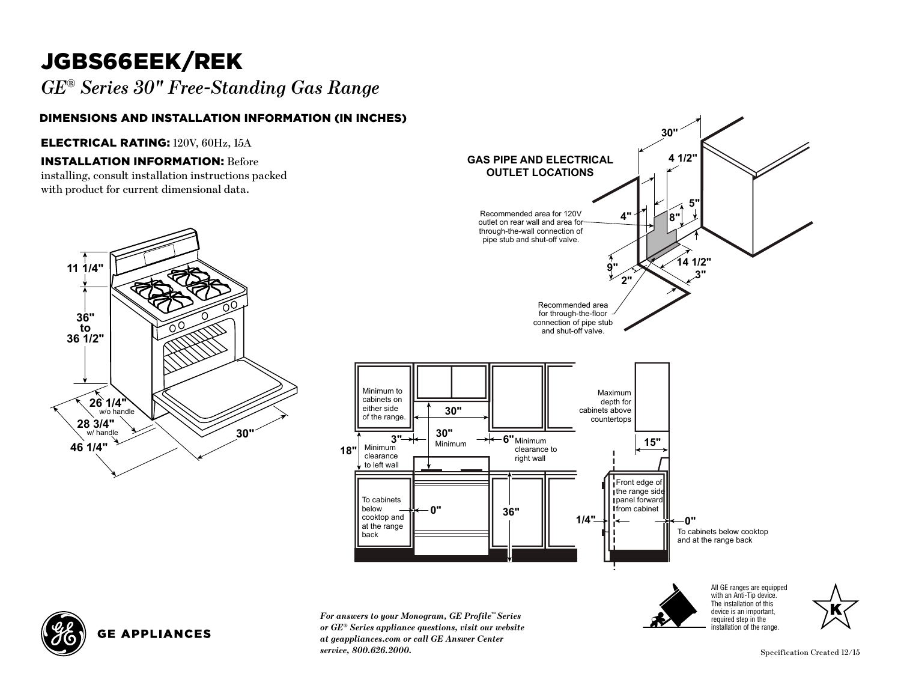# JGBS66EEK/REK

*GE® Series 30" Free-Standing Gas Range*

## DIMENSIONS AND INSTALLATION INFORMATION (IN INCHES)

**ELECTRICAL RATING:** 120V, 60Hz, 15A

**INSTALLATION INFORMATION:** Before installing, consult installation instructions packed with product for current dimensional data.

11 1/4"

36" to 36 1/2"

26 1/4" w/o handle

28 3/4" w/ handle

46 1/4"

30"

**GAS PIPE AND ELECTRICAL OUTLET LOCATIONS**

30"

4 1/2"

5"

8"

4"

Recommended area for 120V outlet on rear wall and area for through-the-wall connection of pipe stub and shut-off valve.

9"

2"

14 1/2"

3"

Recommended area for through-the-floor connection of pipe stub and shut-off valve.

Minimum to cabinets on either side of the range.

30"

30" Minimum

3" Minimum clearance to left wall

6" Minimum clearance to right wall

18"

To cabinets below cooktop and at the range back

0"

36"

Maximum depth for cabinets above countertops

15"

Front edge of the range side panel forward from cabinet

1/4"

0" To cabinets below cooktop and at the range back

All GE ranges are equipped with an Anti-Tip device. The installation of this device is an important, required step in the installation of the range.

GE APPLIANCES

*For answers to your Monogram, GE Profile™ Series or GE® Series appliance questions, visit our website at geappliances.com or call GE Answer Center service, 800.626.2000.*

Specification Created 12/15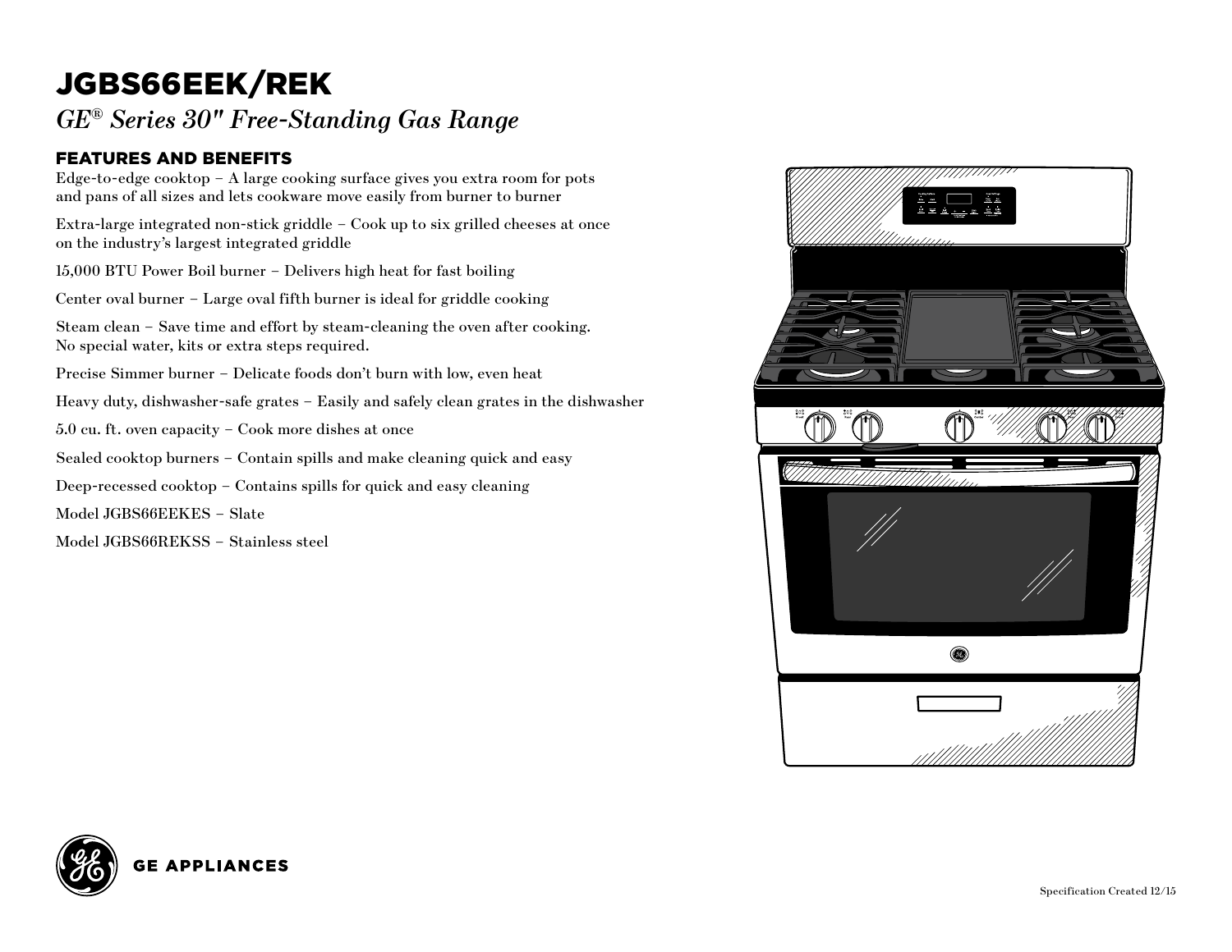# JGBS66EEK/REK

*GE® Series 30" Free-Standing Gas Range*

## FEATURES AND BENEFITS

Edge-to-edge cooktop – A large cooking surface gives you extra room for pots and pans of all sizes and lets cookware move easily from burner to burner

Extra-large integrated non-stick griddle – Cook up to six grilled cheeses at once on the industry's largest integrated griddle

15,000 BTU Power Boil burner – Delivers high heat for fast boiling

Center oval burner – Large oval fifth burner is ideal for griddle cooking

Steam clean – Save time and effort by steam-cleaning the oven after cooking. No special water, kits or extra steps required.

Precise Simmer burner – Delicate foods don't burn with low, even heat

Heavy duty, dishwasher-safe grates – Easily and safely clean grates in the dishwasher

5.0 cu. ft. oven capacity – Cook more dishes at once

Sealed cooktop burners – Contain spills and make cleaning quick and easy

Deep-recessed cooktop – Contains spills for quick and easy cleaning

Model JGBS66EEKES – Slate

Model JGBS66REKSS – Stainless steel

GE APPLIANCES

Specification Created 12/15